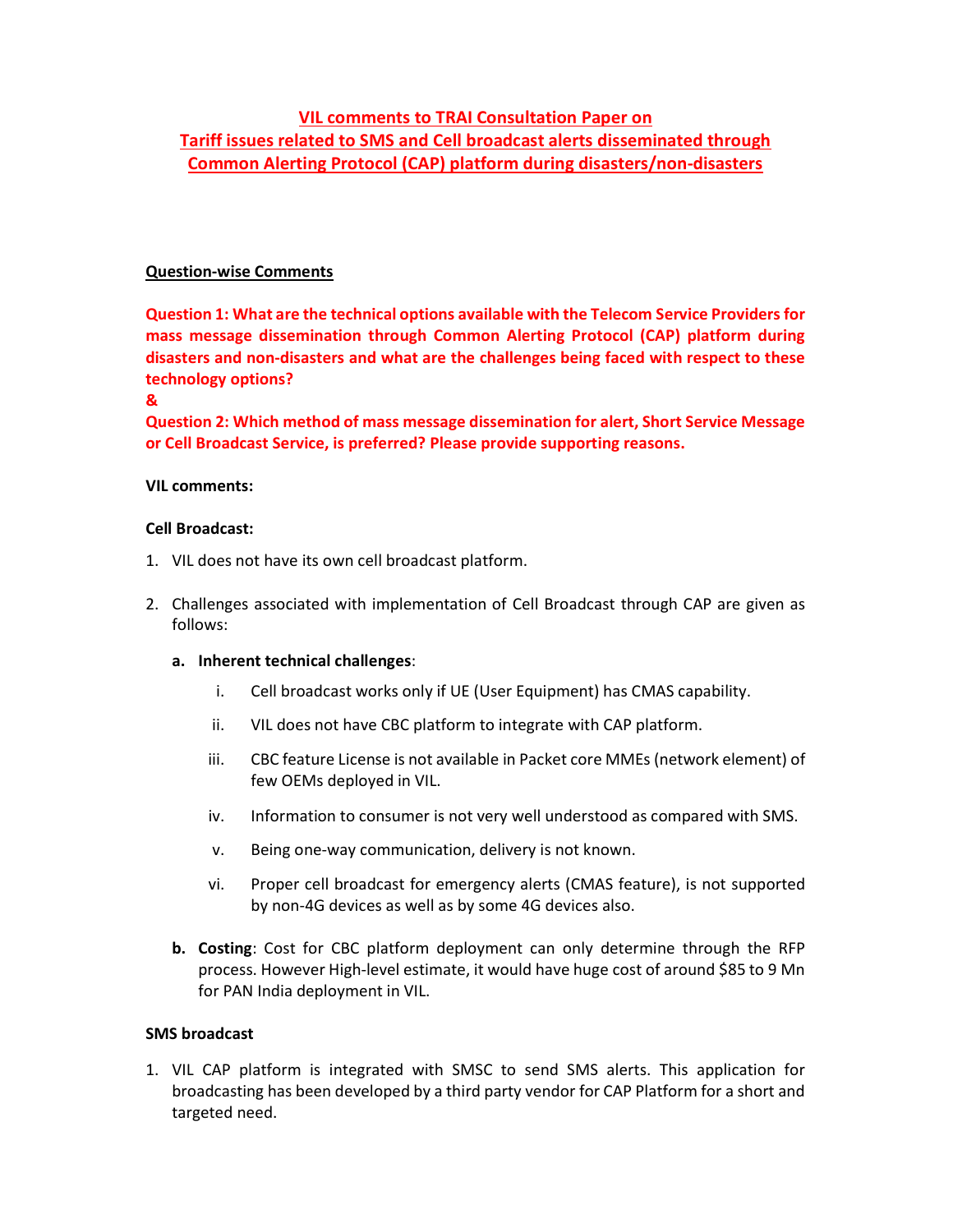# VIL comments to TRAI Consultation Paper on Tariff issues related to SMS and Cell broadcast alerts disseminated through Common Alerting Protocol (CAP) platform during disasters/non-disasters

## Question-wise Comments

**Question 1: What are the technical options available with the Telecom Service Providers for mass message dissemination through Common Alerting Protocol (CAP) platform during disasters and non-disasters and what are the challenges being faced with respect to these technology options?**

**&**

**Question 2: Which method of mass message dissemination for alert, Short Service Message or Cell Broadcast Service, is preferred? Please provide supporting reasons.**

**VIL comments:**

**Cell Broadcast:**

1. VIL does not have its own cell broadcast platform.

2. Challenges associated with implementation of Cell Broadcast through CAP are given as follows:

   a. **Inherent technical challenges**:

      i. Cell broadcast works only if UE (User Equipment) has CMAS capability.

      ii. VIL does not have CBC platform to integrate with CAP platform.

      iii. CBC feature License is not available in Packet core MMEs (network element) of few OEMs deployed in VIL.

      iv. Information to consumer is not very well understood as compared with SMS.

      v. Being one-way communication, delivery is not known.

      vi. Proper cell broadcast for emergency alerts (CMAS feature), is not supported by non-4G devices as well as by some 4G devices also.

   b. **Costing**: Cost for CBC platform deployment can only determine through the RFP process. However High-level estimate, it would have huge cost of around $85 to 9 Mn for PAN India deployment in VIL.

**SMS broadcast**

1. VIL CAP platform is integrated with SMSC to send SMS alerts. This application for broadcasting has been developed by a third party vendor for CAP Platform for a short and targeted need.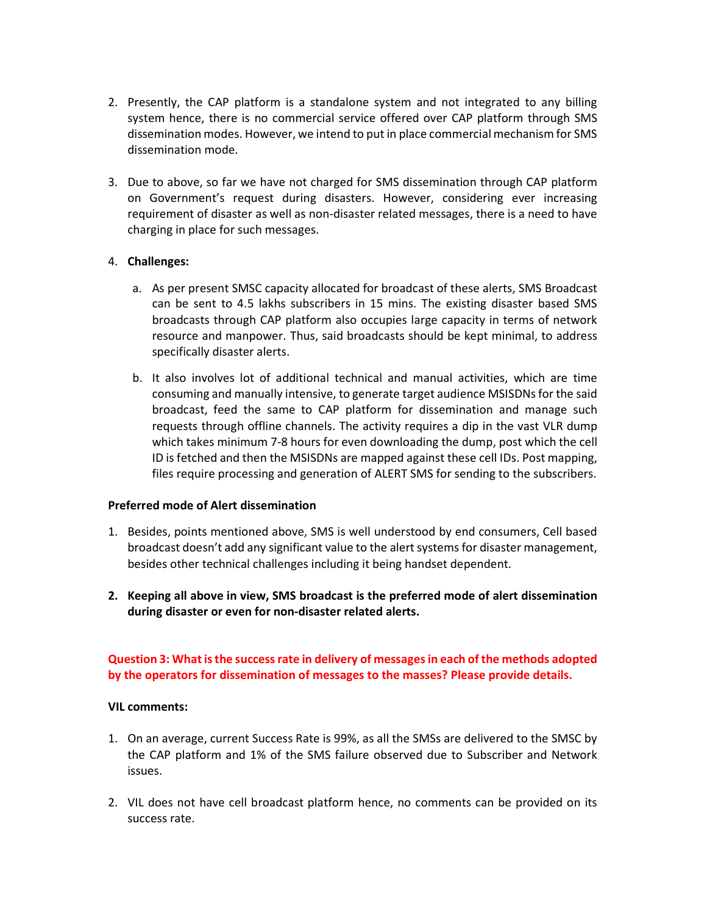2. Presently, the CAP platform is a standalone system and not integrated to any billing system hence, there is no commercial service offered over CAP platform through SMS dissemination modes. However, we intend to put in place commercial mechanism for SMS dissemination mode.

3. Due to above, so far we have not charged for SMS dissemination through CAP platform on Government's request during disasters. However, considering ever increasing requirement of disaster as well as non-disaster related messages, there is a need to have charging in place for such messages.

4. **Challenges:**

   a. As per present SMSC capacity allocated for broadcast of these alerts, SMS Broadcast can be sent to 4.5 lakhs subscribers in 15 mins. The existing disaster based SMS broadcasts through CAP platform also occupies large capacity in terms of network resource and manpower. Thus, said broadcasts should be kept minimal, to address specifically disaster alerts.

   b. It also involves lot of additional technical and manual activities, which are time consuming and manually intensive, to generate target audience MSISDNs for the said broadcast, feed the same to CAP platform for dissemination and manage such requests through offline channels. The activity requires a dip in the vast VLR dump which takes minimum 7-8 hours for even downloading the dump, post which the cell ID is fetched and then the MSISDNs are mapped against these cell IDs. Post mapping, files require processing and generation of ALERT SMS for sending to the subscribers.

**Preferred mode of Alert dissemination**

1. Besides, points mentioned above, SMS is well understood by end consumers, Cell based broadcast doesn't add any significant value to the alert systems for disaster management, besides other technical challenges including it being handset dependent.

2. **Keeping all above in view, SMS broadcast is the preferred mode of alert dissemination during disaster or even for non-disaster related alerts.**

**Question 3: What is the success rate in delivery of messages in each of the methods adopted by the operators for dissemination of messages to the masses? Please provide details.**

**VIL comments:**

1. On an average, current Success Rate is 99%, as all the SMSs are delivered to the SMSC by the CAP platform and 1% of the SMS failure observed due to Subscriber and Network issues.

2. VIL does not have cell broadcast platform hence, no comments can be provided on its success rate.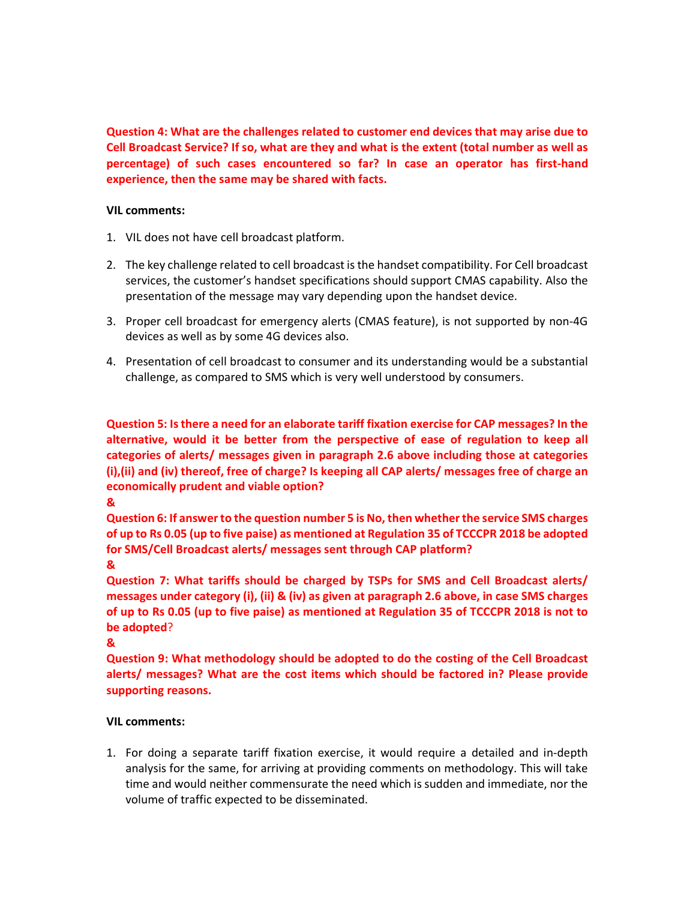**Question 4: What are the challenges related to customer end devices that may arise due to Cell Broadcast Service? If so, what are they and what is the extent (total number as well as percentage) of such cases encountered so far? In case an operator has first-hand experience, then the same may be shared with facts.**

**VIL comments:**

1. VIL does not have cell broadcast platform.

2. The key challenge related to cell broadcast is the handset compatibility. For Cell broadcast services, the customer's handset specifications should support CMAS capability. Also the presentation of the message may vary depending upon the handset device.

3. Proper cell broadcast for emergency alerts (CMAS feature), is not supported by non-4G devices as well as by some 4G devices also.

4. Presentation of cell broadcast to consumer and its understanding would be a substantial challenge, as compared to SMS which is very well understood by consumers.

**Question 5: Is there a need for an elaborate tariff fixation exercise for CAP messages? In the alternative, would it be better from the perspective of ease of regulation to keep all categories of alerts/ messages given in paragraph 2.6 above including those at categories (i),(ii) and (iv) thereof, free of charge? Is keeping all CAP alerts/ messages free of charge an economically prudent and viable option?**

**&**

**Question 6: If answer to the question number 5 is No, then whether the service SMS charges of up to Rs 0.05 (up to five paise) as mentioned at Regulation 35 of TCCCPR 2018 be adopted for SMS/Cell Broadcast alerts/ messages sent through CAP platform?**

**&**

**Question 7: What tariffs should be charged by TSPs for SMS and Cell Broadcast alerts/ messages under category (i), (ii) & (iv) as given at paragraph 2.6 above, in case SMS charges of up to Rs 0.05 (up to five paise) as mentioned at Regulation 35 of TCCCPR 2018 is not to be adopted?**

**&**

**Question 9: What methodology should be adopted to do the costing of the Cell Broadcast alerts/ messages? What are the cost items which should be factored in? Please provide supporting reasons.**

**VIL comments:**

1. For doing a separate tariff fixation exercise, it would require a detailed and in-depth analysis for the same, for arriving at providing comments on methodology. This will take time and would neither commensurate the need which is sudden and immediate, nor the volume of traffic expected to be disseminated.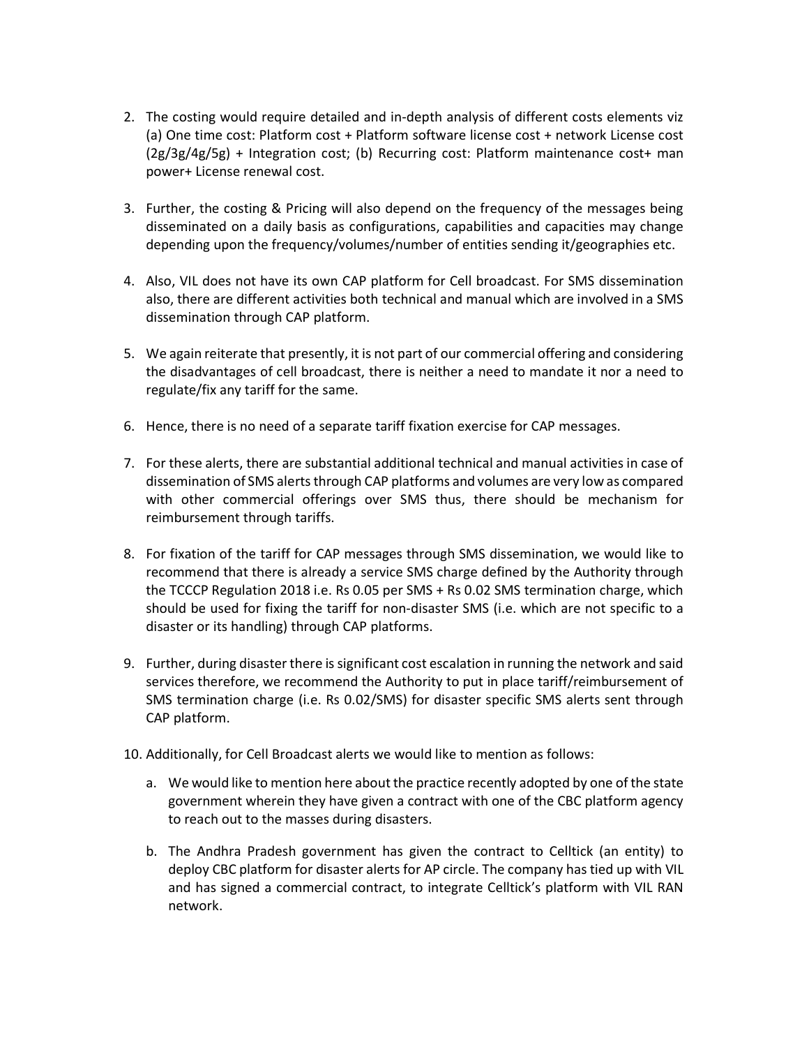2. The costing would require detailed and in-depth analysis of different costs elements viz (a) One time cost: Platform cost + Platform software license cost + network License cost (2g/3g/4g/5g) + Integration cost; (b) Recurring cost: Platform maintenance cost+ man power+ License renewal cost.

3. Further, the costing & Pricing will also depend on the frequency of the messages being disseminated on a daily basis as configurations, capabilities and capacities may change depending upon the frequency/volumes/number of entities sending it/geographies etc.

4. Also, VIL does not have its own CAP platform for Cell broadcast. For SMS dissemination also, there are different activities both technical and manual which are involved in a SMS dissemination through CAP platform.

5. We again reiterate that presently, it is not part of our commercial offering and considering the disadvantages of cell broadcast, there is neither a need to mandate it nor a need to regulate/fix any tariff for the same.

6. Hence, there is no need of a separate tariff fixation exercise for CAP messages.

7. For these alerts, there are substantial additional technical and manual activities in case of dissemination of SMS alerts through CAP platforms and volumes are very low as compared with other commercial offerings over SMS thus, there should be mechanism for reimbursement through tariffs.

8. For fixation of the tariff for CAP messages through SMS dissemination, we would like to recommend that there is already a service SMS charge defined by the Authority through the TCCCP Regulation 2018 i.e. Rs 0.05 per SMS + Rs 0.02 SMS termination charge, which should be used for fixing the tariff for non-disaster SMS (i.e. which are not specific to a disaster or its handling) through CAP platforms.

9. Further, during disaster there is significant cost escalation in running the network and said services therefore, we recommend the Authority to put in place tariff/reimbursement of SMS termination charge (i.e. Rs 0.02/SMS) for disaster specific SMS alerts sent through CAP platform.

10. Additionally, for Cell Broadcast alerts we would like to mention as follows:

    a. We would like to mention here about the practice recently adopted by one of the state government wherein they have given a contract with one of the CBC platform agency to reach out to the masses during disasters.

    b. The Andhra Pradesh government has given the contract to Celltick (an entity) to deploy CBC platform for disaster alerts for AP circle. The company has tied up with VIL and has signed a commercial contract, to integrate Celltick's platform with VIL RAN network.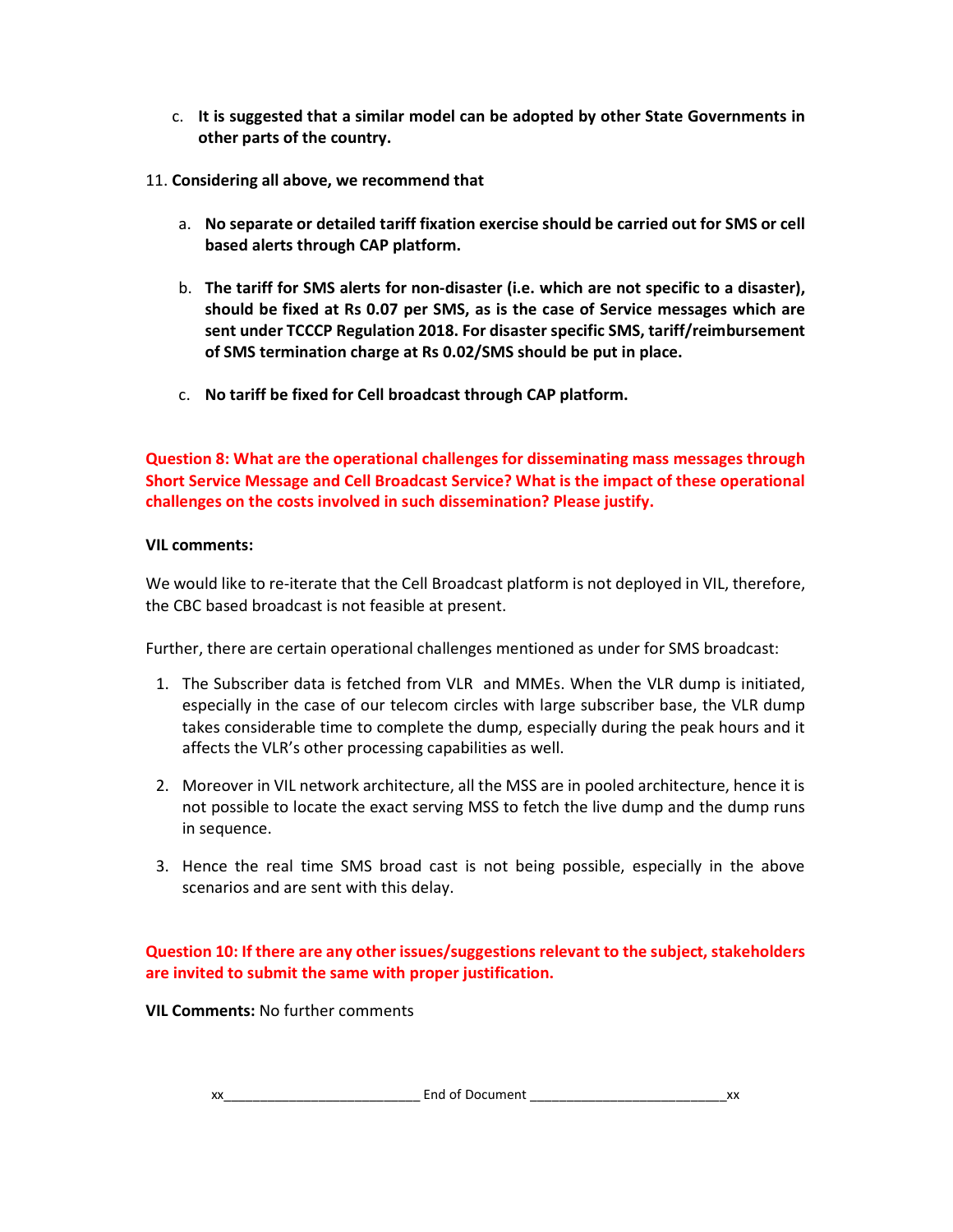c. **It is suggested that a similar model can be adopted by other State Governments in other parts of the country.**

11. **Considering all above, we recommend that**

   a. **No separate or detailed tariff fixation exercise should be carried out for SMS or cell based alerts through CAP platform.**

   b. **The tariff for SMS alerts for non-disaster (i.e. which are not specific to a disaster), should be fixed at Rs 0.07 per SMS, as is the case of Service messages which are sent under TCCCP Regulation 2018. For disaster specific SMS, tariff/reimbursement of SMS termination charge at Rs 0.02/SMS should be put in place.**

   c. **No tariff be fixed for Cell broadcast through CAP platform.**

**Question 8: What are the operational challenges for disseminating mass messages through Short Service Message and Cell Broadcast Service? What is the impact of these operational challenges on the costs involved in such dissemination? Please justify.**

**VIL comments:**

We would like to re-iterate that the Cell Broadcast platform is not deployed in VIL, therefore, the CBC based broadcast is not feasible at present.

Further, there are certain operational challenges mentioned as under for SMS broadcast:

1. The Subscriber data is fetched from VLR and MMEs. When the VLR dump is initiated, especially in the case of our telecom circles with large subscriber base, the VLR dump takes considerable time to complete the dump, especially during the peak hours and it affects the VLR's other processing capabilities as well.
2. Moreover in VIL network architecture, all the MSS are in pooled architecture, hence it is not possible to locate the exact serving MSS to fetch the live dump and the dump runs in sequence.
3. Hence the real time SMS broad cast is not being possible, especially in the above scenarios and are sent with this delay.

**Question 10: If there are any other issues/suggestions relevant to the subject, stakeholders are invited to submit the same with proper justification.**

**VIL Comments:** No further comments

xx__________________________ End of Document __________________________xx